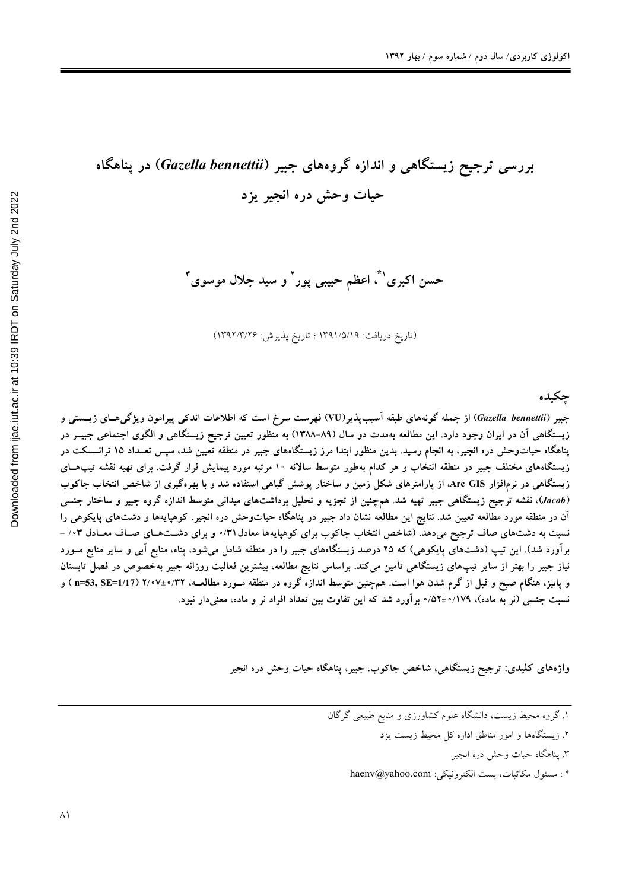# بررسی ترجیح زیستگاهی و اندازه گروه‌های جبیر (*Gazella bennettii*) در پناهگاه حیات وحش دره انجیر یزد

**حسن اکبری[1*]، اعظم حبیبی پور[2] و سید جلال موسوی[3]**

(تاریخ دریافت: ۱۳۹۱/۵/۱۹ ؛ تاریخ پذیرش: ۱۳۹۲/۳/۲۶)

## چکیده

جبیر (*Gazella bennettii*) از جمله گونه‌های طبقه آسیب‌پذیر(VU) فهرست سرخ است که اطلاعات اندکی پیرامون ویژگی‌های زیستی و زیستگاهی آن در ایران وجود دارد. این مطالعه به‌مدت دو سال (۸۹–۱۳۸۸) به منظور تعیین ترجیح زیستگاهی و الگوی اجتماعی جبیر در پناهگاه حیات‌وحش دره انجیر، به انجام رسید. بدین منظور ابتدا مرز زیستگاه‌های جبیر در منطقه تعیین شد، سپس تعداد ۱۵ ترانسکت در زیستگاه‌های مختلف جبیر در منطقه انتخاب و هر کدام به‌طور متوسط سالانه ۱۰ مرتبه مورد پیمایش قرار گرفت. برای تهیه نقشه تیپ‌های زیستگاهی در نرم‌افزار Arc GIS، از پارامترهای شکل زمین و ساختار پوشش گیاهی استفاده شد و با بهره‌گیری از شاخص انتخاب جاکوب (*Jacob*)، نقشه ترجیح زیستگاهی جبیر تهیه شد. هم‌چنین از تجزیه و تحلیل برداشت‌های میدانی متوسط اندازه گروه جبیر و ساختار جنسی آن در منطقه مورد مطالعه تعیین شد. نتایج این مطالعه نشان داد جبیر در پناهگاه حیات‌وحش دره انجیر، کوهپایه‌ها و دشت‌های پایکوهی را نسبت به دشت‌های صاف ترجیح می‌دهد. (شاخص انتخاب جاکوب برای کوهپایه‌ها معادل ۰/۳۱ و برای دشت‌های صاف معادل ۰/۰۳ - برآورد شد). این تیپ (دشت‌های پایکوهی) که ۲۵ درصد زیستگاه‌های جبیر را در منطقه شامل می‌شود، پناه، منابع آبی و سایر منابع مورد نیاز جبیر را بهتر از سایر تیپ‌های زیستگاهی تأمین می‌کند. براساس نتایج مطالعه، بیشترین فعالیت روزانه جبیر به‌خصوص در فصل تابستان و پائیز، هنگام صبح و قبل از گرم شدن هوا است. هم‌چنین متوسط اندازه گروه در منطقه مورد مطالعه، ۰/۳۲±۲/۰۷ (n=53, SE=1/17) و نسبت جنسی (نر به ماده)، ۰/۵۲±۰/۱۷۹ برآورد شد که این تفاوت بین تعداد افراد نر و ماده، معنی‌دار نبود.

**واژه‌های کلیدی:** ترجیح زیستگاهی، شاخص جاکوب، جبیر، پناهگاه حیات وحش دره انجیر

---

۱. گروه محیط زیست، دانشگاه علوم کشاورزی و منابع طبیعی گرگان

۲. زیستگاه‌ها و امور مناطق اداره کل محیط زیست یزد

۳. پناهگاه حیات وحش دره انجیر

*: مسئول مکاتبات، پست الکترونیکی: haenv@yahoo.com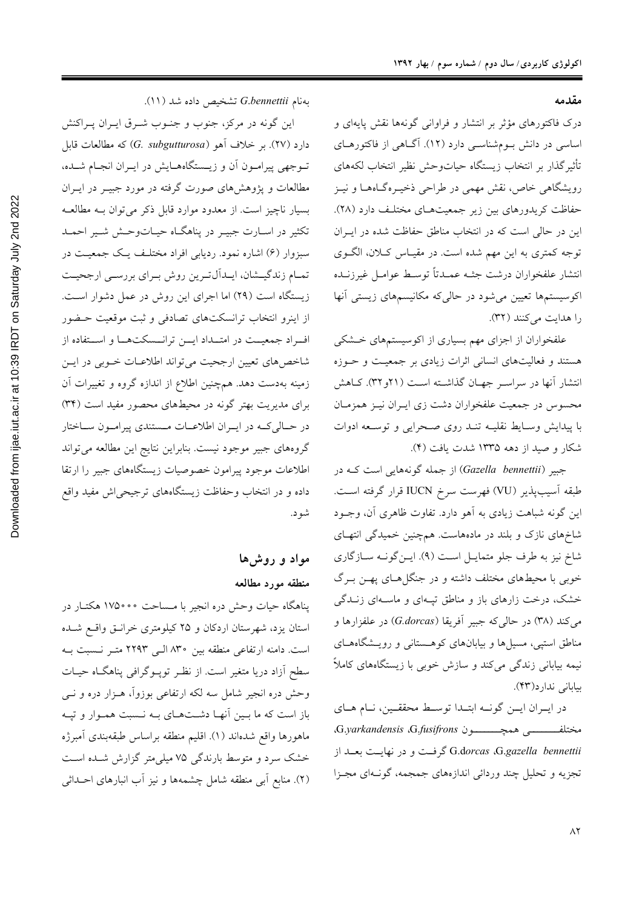## مقدمه

درک فاکتورهای مؤثر بر انتشار و فراوانی گونه‌ها نقش پایه‌ای و اساسی در دانش بوم‌شناسی دارد (۱۲). آگاهی از فاکتورهای تأثیرگذار بر انتخاب زیستگاه حیات‌وحش نظیر انتخاب لکه‌های رویشگاهی خاص، نقش مهمی در طراحی ذخیره‌گاه‌ها و نیز حفاظت کریدورهای بین زیر جمعیت‌های مختلف دارد (۲۸). این در حالی است که در انتخاب مناطق حفاظت شده در ایران توجه کمتری به این مهم شده است. در مقیاس کلان، الگوی انتشار علفخواران درشت جثه عمدتاً توسط عوامل غیرزنده اکوسیستم‌ها تعیین می‌شود در حالی‌که مکانیسم‌های زیستی آنها را هدایت می‌کنند (۳۲).

علفخواران از اجزای مهم بسیاری از اکوسیستم‌های خشکی هستند و فعالیت‌های انسانی اثرات زیادی بر جمعیت و حوزه انتشار آنها در سراسر جهان گذاشته است (۲۱و۳۲). کاهش محسوس در جمعیت علفخواران دشت زی ایران نیز همزمان با پیدایش وسایط نقلیه تند روی صحرایی و توسعه ادوات شکار و صید از دهه ۱۳۳۵ شدت یافت (۴).

جبیر (*Gazella bennettii*) از جمله گونه‌هایی است که در طبقه آسیب‌پذیر (VU) فهرست سرخ IUCN قرار گرفته است. این گونه شباهت زیادی به آهو دارد. تفاوت ظاهری آن، وجود شاخ‌های نازک و بلند در ماده‌هاست. همچنین خمیدگی انتهای شاخ نیز به طرف جلو متمایل است (۹). این‌گونه سازگاری خوبی با محیط‌های مختلف داشته و در جنگل‌های پهن برگ خشک، درخت زارهای باز و مناطق تپه‌ای و ماسه‌ای زندگی می‌کند (۳۸) در حالی‌که جبیر آفریقا (*G.dorcas*) در علفزارها و مناطق استپی، مسیل‌ها و بیابان‌های کوهستانی و رویشگاه‌های نیمه بیابانی زندگی می‌کند و سازش خوبی با زیستگاه‌های کاملاً بیابانی ندارد(۴۳).

در ایران این گونه ابتدا توسط محققین، نام های مختلفی همچون *G.fusifrons*، *G.yarkandensis*، *G.gazella bennettii*، *G.dorcas* گرفت و در نهایت بعد از تجزیه و تحلیل چند ورداتی اندازه‌های جمجمه، گونه‌ای مجزا به‌نام *G.bennettii* تشخیص داده شد (۱۱).

این گونه در مرکز، جنوب و جنوب شرق ایران پراکنش دارد (۲۷). بر خلاف آهو (*G. subgutturosa*) که مطالعات قابل توجهی پیرامون آن و زیستگاه‌هایش در ایران انجام شده، مطالعات و پژوهش‌های صورت گرفته در مورد جبیر در ایران بسیار ناچیز است. از معدود موارد قابل ذکر می‌توان به مطالعه تکثیر در اسارت جبیر در پناهگاه حیات‌وحش شیر احمد سبزوار (۶) اشاره نمود. ردیابی افراد مختلف یک جمعیت در تمام زندگیشان، ایده‌آل‌ترین روش برای بررسی ارجحیت زیستگاه است (۲۹) اما اجرای این روش در عمل دشوار است. از اینرو انتخاب ترانسکت‌های تصادفی و ثبت موقعیت حضور افراد جمعیت در امتداد این ترانسکت‌ها و استفاده از شاخص‌های تعیین ارجحیت می‌تواند اطلاعات خوبی در این زمینه به‌دست دهد. همچنین اطلاع از اندازه گروه و تغییرات آن برای مدیریت بهتر گونه در محیط‌های محصور مفید است (۳۴) در حالی‌که در ایران اطلاعات مستندی پیرامون ساختار گروه‌های جبیر موجود نیست. بنابراین نتایج این مطالعه می‌تواند اطلاعات موجود پیرامون خصوصیات زیستگاه‌های جبیر را ارتقا داده و در انتخاب وحفاظت زیستگاه‌های ترجیحی‌اش مفید واقع شود.

## مواد و روش‌ها

### منطقه مورد مطالعه

پناهگاه حیات وحش دره انجیر با مساحت ۱۷۵۰۰۰ هکتار در استان یزد، شهرستان اردکان و ۲۵ کیلومتری خرانق واقع شده است. دامنه ارتفاعی منطقه بین ۸۳۰ الی ۲۲۹۳ متر نسبت به سطح آزاد دریا متغیر است. از نظر توپوگرافی پناهگاه حیات وحش دره انجیر شامل سه لکه ارتفاعی بوزوآ، هزار دره و نی باز است که ما بین آنها دشت‌هایی به نسبت هموار و تپه ماهورها واقع شده‌اند (۱). اقلیم منطقه براساس طبقه‌بندی آمبرژه خشک سرد و متوسط بارندگی ۷۵ میلی‌متر گزارش شده است (۲). منابع آبی منطقه شامل چشمه‌ها و نیز آب انبارهای احداثی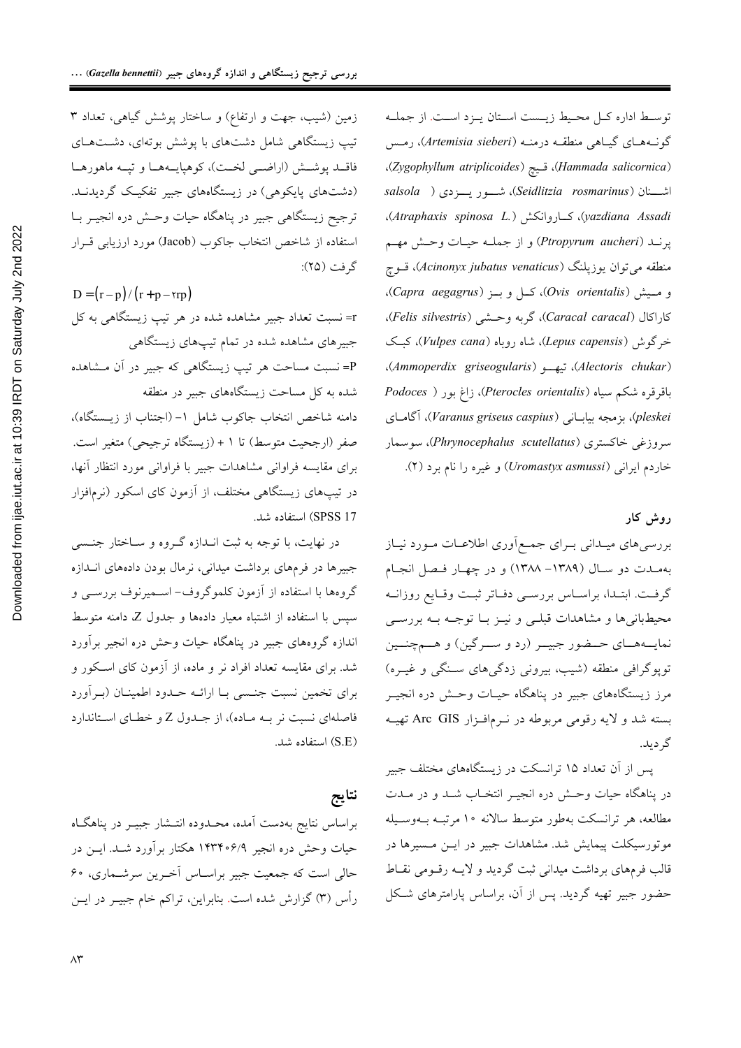توسط اداره کل محیط زیست استان یزد است. از جمله گونه‌های گیاهی منطقه درمنه (*Artemisia sieberi*)، رمس (*Hammada salicornica*)، قیچ (*Zygophyllum atriplicoides*)، اشنان (*Seidlitzia rosmarinus*)، شور یزدی (*salsola yazdiana Assadi*)، کاروانکش (*Atraphaxis spinosa L.*)، پرند (*Ptropyrum aucheri*) و از جمله حیات وحش مهم منطقه می‌توان یوزپلنگ (*Acinonyx jubatus venaticus*)، قوچ و میش (*Ovis orientalis*)، کل و بز (*Capra aegagrus*)، کاراکال (*Caracal caracal*)، گربه وحشی (*Felis silvestris*)، خرگوش (*Lepus capensis*)، شاه روباه (*Vulpes cana*)، کبک (*Alectoris chukar*)، تیهو (*Ammoperdix griseogularis*)، باقرقره شکم سیاه (*Pterocles orientalis*)، زاغ بور (*Podoces pleskei*)، بزمجه بیابانی (*Varanus griseus caspius*)، آگامای سروزغی خاکستری (*Phrynocephalus scutellatus*)، سوسمار خاردم ایرانی (*Uromastyx asmussi*) و غیره را نام برد (۲).

## روش کار

بررسی‌های میدانی برای جمع‌آوری اطلاعات مورد نیاز به‌مدت دو سال (۱۳۸۹- ۱۳۸۸) و در چهار فصل انجام گرفت. ابتدا، براساس بررسی دفاتر ثبت وقایع روزانه محیط‌بانی‌ها و مشاهدات قبلی و نیز با توجه به بررسی نمایه‌های حضور جبیر (رد و سرگین) و هم‌چنین توپوگرافی منطقه (شیب، بیرونی زدگی‌های سنگی و غیره) مرز زیستگاه‌های جبیر در پناهگاه حیات وحش دره انجیر بسته شد و لایه رقومی مربوطه در نرم‌افزار Arc GIS تهیه گردید.

پس از آن تعداد ۱۵ ترانسکت در زیستگاه‌های مختلف جبیر در پناهگاه حیات وحش دره انجیر انتخاب شد و در مدت مطالعه، هر ترانسکت به‌طور متوسط سالانه ۱۰ مرتبه به‌وسیله موتورسیکلت پیمایش شد. مشاهدات جبیر در این مسیرها در قالب فرم‌های برداشت میدانی ثبت گردید و لایه رقومی نقاط حضور جبیر تهیه گردید. پس از آن، براساس پارامترهای شکل زمین (شیب، جهت و ارتفاع) و ساختار پوشش گیاهی، تعداد ۳ تیپ زیستگاهی شامل دشت‌های با پوشش بوته‌ای، دشت‌های فاقد پوشش (اراضی لخت)، کوهپایه‌ها و تپه ماهورها (دشت‌های پایکوهی) در زیستگاه‌های جبیر تفکیک گردیدند. ترجیح زیستگاهی جبیر در پناهگاه حیات وحش دره انجیر با استفاده از شاخص انتخاب جاکوب (Jacob) مورد ارزیابی قرار گرفت (۲۵):

$$D = (r - p) / (r + p - 2rp)$$

r= نسبت تعداد جبیر مشاهده شده در هر تیپ زیستگاهی به کل جبیرهای مشاهده شده در تمام تیپ‌های زیستگاهی

P= نسبت مساحت هر تیپ زیستگاهی که جبیر در آن مشاهده شده به کل مساحت زیستگاه‌های جبیر در منطقه

دامنه شاخص انتخاب جاکوب شامل ۱- (اجتناب از زیستگاه)، صفر (ارجحیت متوسط) تا ۱ + (زیستگاه ترجیحی) متغیر است. برای مقایسه فراوانی مشاهدات جبیر با فراوانی مورد انتظار آنها، در تیپ‌های زیستگاهی مختلف، از آزمون کای اسکور (نرم‌افزار SPSS 17) استفاده شد.

در نهایت، با توجه به ثبت اندازه گروه و ساختار جنسی جبیرها در فرم‌های برداشت میدانی، نرمال بودن داده‌های اندازه گروه‌ها با استفاده از آزمون کلموگروف- اسمیرنوف بررسی و سپس با استفاده از اشتباه معیار داده‌ها و جدول Z، دامنه متوسط اندازه گروه‌های جبیر در پناهگاه حیات وحش دره انجیر برآورد شد. برای مقایسه تعداد افراد نر و ماده، از آزمون کای اسکور و برای تخمین نسبت جنسی با ارائه حدود اطمینان (برآورد فاصله‌ای نسبت نر به ماده)، از جدول Z و خطای استاندارد (S.E) استفاده شد.

## نتایج

براساس نتایج به‌دست آمده، محدوده انتشار جبیر در پناهگاه حیات وحش دره انجیر ۱۴۳۴۰۶/۹ هکتار برآورد شد. این در حالی است که جمعیت جبیر براساس آخرین سرشماری، ۶۰ رأس (۳) گزارش شده است. بنابراین، تراکم خام جبیر در این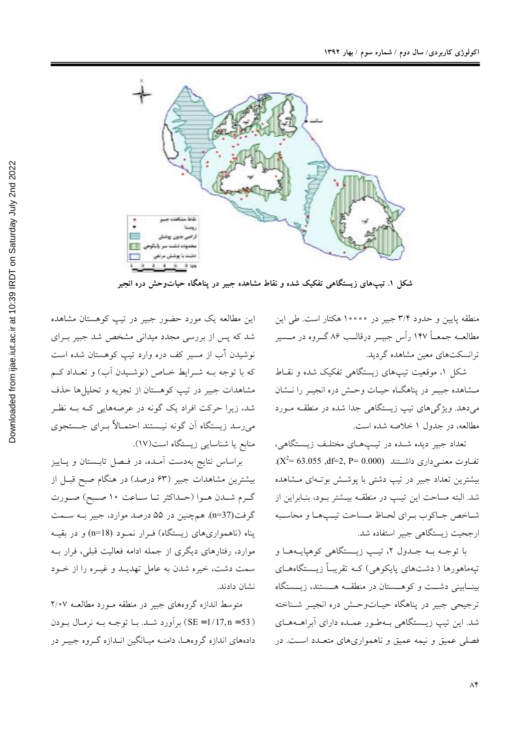شکل ۱. تیپ‌های زیستگاهی تفکیک شده و نقاط مشاهده جبیر در پناهگاه حیات‌وحش دره انجیر

منطقه پایین و حدود ۳/۴ جبیر در ۱۰۰۰۰ هکتار است. طی این مطالعه جمعاً ۱۴۷ رأس جبیر درقالب ۸۶ گروه در مسیر ترانسکت‌های معین مشاهده گردید.

شکل ۱، موقعیت تیپ‌های زیستگاهی تفکیک شده و نقاط مشاهده جبیر در پناهگاه حیات وحش دره انجیر را نشان می‌دهد. ویژگی‌های تیپ زیستگاهی جدا شده در منطقه مورد مطالعه، در جدول ۱ خلاصه شده است.

تعداد جبیر دیده شده در تیپ‌های مختلف زیستگاهی، تفاوت معنی‌داری داشتند ($X^2$= 63.055 ,df=2, P= 0.000). بیشترین تعداد جبیر در تیپ دشتی با پوشش بوته‌ای مشاهده شد. البته مساحت این تیپ در منطقه بیشتر بود، بنابراین از شاخص جاکوب برای لحاظ مساحت تیپ‌ها و محاسبه ارجحیت زیستگاهی جبیر استفاده شد.

با توجه به جدول ۲، تیپ زیستگاهی کوهپایه‌ها و تپه‌ماهورها ( دشت‌های پایکوهی) که تقریباً زیستگاه‌های بینابینی دشت و کوهستان در منطقه هستند، زیستگاه ترجیحی جبیر در پناهگاه حیات‌وحش دره انجیر شناخته شد. این تیپ زیستگاهی به‌طور عمده دارای آبراهه‌های فصلی عمیق و نیمه عمیق و ناهمواری‌های متعدد است. در این مطالعه یک مورد حضور جبیر در تیپ کوهستان مشاهده شد که پس از بررسی مجدد میدانی مشخص شد جبیر برای نوشیدن آب از مسیر کف دره وارد تیپ کوهستان شده است که با توجه به شرایط خاص (نوشیدن آب) و تعداد کم مشاهدات جبیر در تیپ کوهستان از تجزیه و تحلیل‌ها حذف شد، زیرا حرکت افراد یک گونه در عرصه‌هایی که به نظر می‌رسد زیستگاه آن گونه نیستند احتمالاً برای جستجوی منابع یا شناسایی زیستگاه است(۱۷).

براساس نتایج به‌دست آمده، در فصل تابستان و پاییز بیشترین مشاهدات جبیر (۶۳ درصد) در هنگام صبح قبل از گرم شدن هوا (حداکثر تا ساعت ۱۰ صبح) صورت گرفت(n=37). همچنین در ۵۵ درصد موارد، جبیر به سمت پناه (ناهمواری‌های زیستگاه) فرار نمود (n=18) و در بقیه موارد، رفتارهای دیگری از جمله ادامه فعالیت قبلی، فرار به سمت دشت، خیره شدن به عامل تهدید و غیره را از خود نشان دادند.

متوسط اندازه گروه‌های جبیر در منطقه مورد مطالعه ۲/۰۷ (SE =1/17,n =53) برآورد شد. با توجه به نرمال بودن داده‌های اندازه گروه‌ها، دامنه میانگین اندازه گروه جبیر در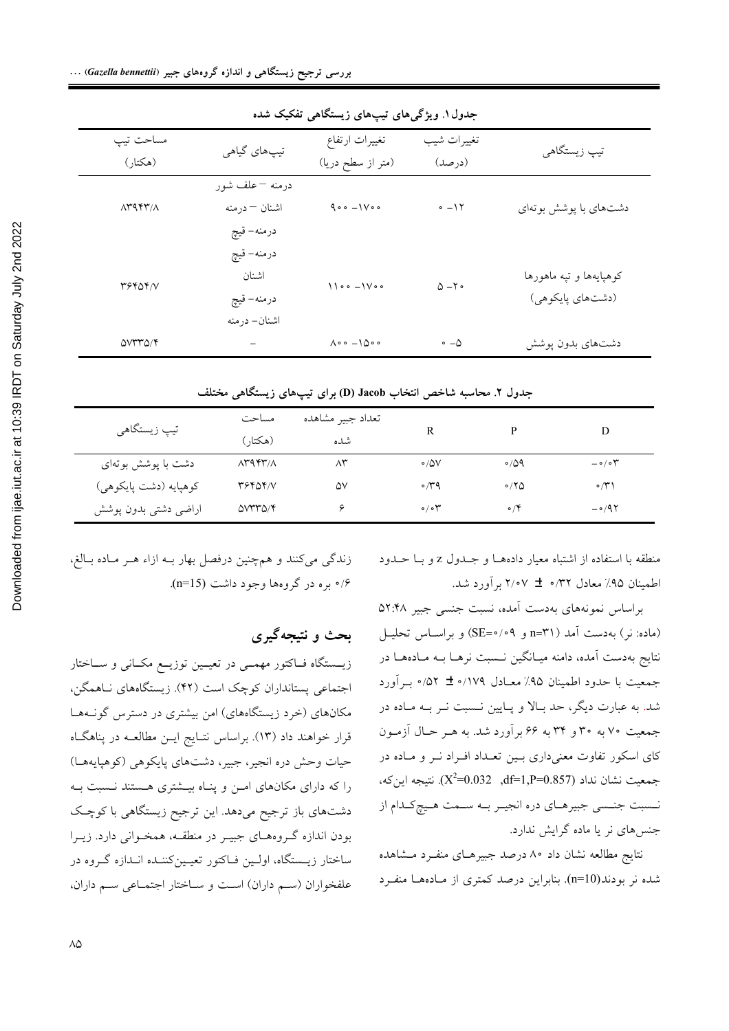جدول۱. ویژگی‌های تیپ‌های زیستگاهی تفکیک شده

| تیپ زیستگاهی | تغییرات شیب (درصد) | تغییرات ارتفاع (متر از سطح دریا) | تیپ‌های گیاهی | مساحت تیپ (هکتار) |
|---|---|---|---|---|
| دشت‌های با پوشش بوته‌ای | ۰ -۱۲ | ۹۰۰ -۱۷۰۰ | درمنه – علف شور<br>اشنان – درمنه<br>درمنه- قیچ | ۸۳۹۴۳/۸ |
| کوهپایه‌ها و تپه ماهورها (دشت‌های پایکوهی) | ۵ -۲۰ | ۱۱۰۰ -۱۷۰۰ | درمنه- قیچ<br>اشنان<br>درمنه- قیچ<br>اشنان- درمنه | ۳۶۴۵۴/۷ |
| دشت‌های بدون پوشش | ۰ -۵ | ۸۰۰ -۱۵۰۰ | – | ۵۷۳۳۵/۴ |

جدول ۲. محاسبه شاخص انتخاب Jacob (D) برای تیپ‌های زیستگاهی مختلف

| تیپ زیستگاهی | مساحت (هکتار) | تعداد جبیر مشاهده شده | R | P | D |
|---|---|---|---|---|---|
| دشت با پوشش بوته‌ای | ۸۳۹۴۳/۸ | ۸۳ | ۰/۵۷ | ۰/۵۹ | -۰/۰۳ |
| کوهپایه (دشت پایکوهی) | ۳۶۴۵۴/۷ | ۵۷ | ۰/۳۹ | ۰/۲۵ | ۰/۳۱ |
| اراضی دشتی بدون پوشش | ۵۷۳۳۵/۴ | ۶ | ۰/۰۳ | ۰/۴ | -۰/۹۲ |

منطقه با استفاده از اشتباه معیار داده‌ها و جدول z و با حدود اطمینان ۹۵٪ معادل ۰/۳۲ ± ۲/۰۷ برآورد شد.

براساس نمونه‌های به‌دست آمده، نسبت جنسی جبیر ۵۲:۴۸ (ماده: نر) به‌دست آمد (n=۳۱ و SE=۰/۰۹) و براساس تحلیل نتایج به‌دست آمده، دامنه میانگین نسبت نرها به ماده‌ها در جمعیت با حدود اطمینان ۹۵٪ معادل ۰/۱۷۹ ± ۰/۵۲ برآورد شد. به عبارت دیگر، حد بالا و پایین نسبت نر به ماده در جمعیت ۷۰ به ۳۰ و ۳۴ به ۶۶ برآورد شد. به هر حال آزمون کای اسکور تفاوت معنی‌داری بین تعداد افراد نر و ماده در جمعیت نشان نداد ($X^2$=0.032 ,df=1,P=0.857). نتیجه این‌که، نسبت جنسی جبیرهای دره انجیر به سمت هیچ‌کدام از جنس‌های نر یا ماده گرایش ندارد.

نتایج مطالعه نشان داد ۸۰ درصد جبیرهای منفرد مشاهده شده نر بودند(n=10). بنابراین درصد کمتری از ماده‌ها منفرد زندگی می‌کنند و هم‌چنین درفصل بهار به ازاء هر ماده بالغ، ۰/۶ بره در گروه‌ها وجود داشت (n=15).

## بحث و نتیجه‌گیری

زیستگاه فاکتور مهمی در تعیین توزیع مکانی و ساختار اجتماعی پستانداران کوچک است (۴۲). زیستگاه‌های ناهمگن، مکان‌های (خرد زیستگاه‌های) امن بیشتری در دسترس گونه‌ها قرار خواهند داد (۱۳). براساس نتایج این مطالعه در پناهگاه حیات وحش دره انجیر، جبیر، دشت‌های پایکوهی (کوهپایه‌ها) را که دارای مکان‌های امن و پناه بیشتری هستند نسبت به دشت‌های باز ترجیح می‌دهد. این ترجیح زیستگاهی با کوچک بودن اندازه گروه‌های جبیر در منطقه، همخوانی دارد. زیرا ساختار زیستگاه، اولین فاکتور تعیین‌کننده اندازه گروه در علفخواران (سم داران) است و ساختار اجتماعی سم داران،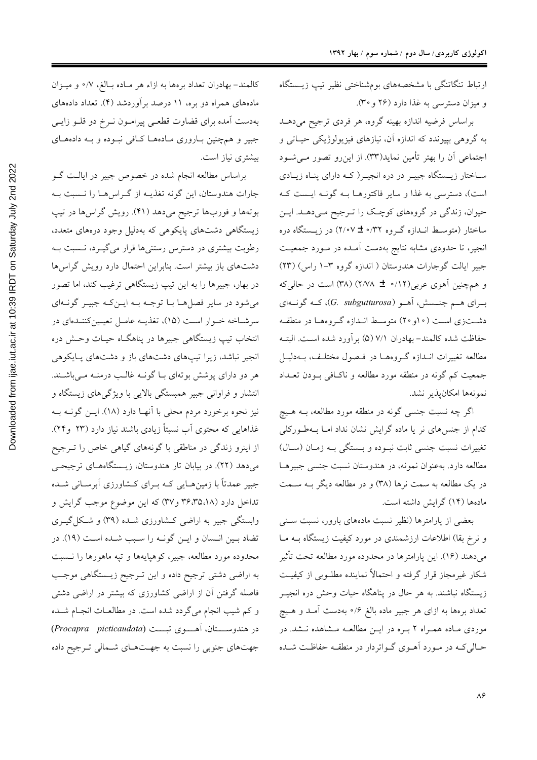ارتباط تنگاتنگی با مشخصه‌های بوم‌شناختی نظیر تیپ زیستگاه و میزان دسترسی به غذا دارد (۲۶ و ۳۰).

براساس فرضیه اندازه بهینه گروه، هر فردی ترجیح می‌دهد به گروهی بپیوندد که اندازه آن، نیازهای فیزیولوژیکی حیاتی و اجتماعی آن را بهتر تأمین نماید(۳۳). از این‌رو تصور می‌شود ساختار زیستگاه جبیر در دره انجیر( که دارای پناه زیادی است)، دسترسی به غذا و سایر فاکتورها به گونه ایست که حیوان، زندگی در گروههای کوچک را ترجیح می‌دهد. این ساختار (متوسط اندازه گروه ۰/۳۲ ± ۲/۰۷) در زیستگاه دره انجیر، تا حدودی مشابه نتایج به‌دست آمده در مورد جمعیت جبیر ایالت گوجارات هندوستان ( اندازه گروه ۳-۱ راس) (۲۳) و همچنین آهوی عربی(۰/۱۲ ± ۲/۷۸) (۳۸) است در حالی‌که برای هم جنسش، آهو (*G. subgutturosa*)، که گونه‌ای دشت‌زی است (۱۰و۲۰) متوسط اندازه گروه‌ها در منطقه حفاظت شده کالمند- بهادران ۷/۱ (۵) برآورد شده است. البته مطالعه تغییرات اندازه گروه‌ها در فصول مختلف، به‌دلیل جمعیت کم گونه در منطقه مورد مطالعه و ناکافی بودن تعداد نمونه‌ها امکان‌پذیر نشد.

اگر چه نسبت جنسی گونه در منطقه مورد مطالعه، به هیچ کدام از جنس‌های نر یا ماده گرایش نشان نداد اما به‌طورکلی تغییرات نسبت جنسی ثابت نبوده و بستگی به زمان (سال) مطالعه دارد. به‌عنوان نمونه، در هندوستان نسبت جنسی جبیرها در یک مطالعه به سمت نرها (۳۸) و در مطالعه دیگر به سمت ماده‌ها (۱۴) گرایش داشته است.

بعضی از پارامترها (نظیر نسبت ماده‌های بارور، نسبت سنی و نرخ بقا) اطلاعات ارزشمندی در مورد کیفیت زیستگاه به ما می‌دهند (۱۶). این پارامترها در محدوده مورد مطالعه تحت تأثیر شکار غیرمجاز قرار گرفته و احتمالاً نماینده مطلوبی از کیفیت زیستگاه نباشند. به هر حال در پناهگاه حیات وحش دره انجیر تعداد بره‌ها به ازای هر جبیر ماده بالغ ۰/۶ به‌دست آمد و هیچ موردی ماده همراه ۲ بره در این مطالعه مشاهده نشد. در حالی‌که در مورد آهوی گواتردار در منطقه حفاظت شده کالمند- بهادران تعداد بره‌ها به ازاء هر ماده بالغ، ۰/۷ و میزان ماده‌های همراه دو بره، ۱۱ درصد برآوردشد (۴). تعداد داده‌های به‌دست آمده برای قضاوت قطعی پیرامون نرخ دو قلو زایی جبیر و هم‌چنین باروری ماده‌ها کافی نبوده و به داده‌های بیشتری نیاز است.

براساس مطالعه انجام شده در خصوص جبیر در ایالت گو جارات هندوستان، این گونه تغذیه از گراس‌ها را نسبت به بوته‌ها و فورب‌ها ترجیح می‌دهد (۴۱). رویش گراس‌ها در تیپ زیستگاهی دشت‌های پایکوهی که به‌دلیل وجود دره‌های متعدد، رطوبت بیشتری در دسترس رستنی‌ها قرار می‌گیرد، نسبت به دشت‌های باز بیشتر است. بنابراین احتمال دارد رویش گراس‌ها در بهار، جبیرها را به این تیپ زیستگاهی ترغیب کند، اما تصور می‌شود در سایر فصل‌ها با توجه به این‌که جبیر گونه‌ای سرشاخه خوار است (۱۵)، تغذیه عامل تعیین‌کننده‌ای در انتخاب تیپ زیستگاهی جبیرها در پناهگاه حیات وحش دره انجیر نباشد، زیرا تیپ‌های دشت‌های باز و دشت‌های پایکوهی هر دو دارای پوشش بوته‌ای با گونه غالب درمنه می‌باشند. انتشار و فراوانی جبیر همبستگی بالایی با ویژگی‌های زیستگاه و نیز نحوه برخورد مردم محلی با آنها دارد (۱۸). این گونه به غذاهایی که محتوی آب نسبتاً زیادی باشند نیاز دارد (۲۳ و۲۴). از اینرو زندگی در مناطقی با گونه‌های گیاهی خاص را ترجیح می‌دهد (۲۲). در بیابان تار هندوستان، زیستگاه‌های ترجیحی جبیر عمدتاً با زمین‌هایی که برای کشاورزی آبرسانی شده تداخل دارد (۳۶،۳۵،۱۸ و۳۷) که این موضوع موجب گرایش و وابستگی جبیر به اراضی کشاورزی شده (۳۹) و شکل‌گیری تضاد بین انسان و این گونه سبب شده است (۱۹). در محدوده مورد مطالعه، جبیر، کوهپایه‌ها و تپه ماهورها را نسبت به اراضی دشتی ترجیح داده و این ترجیح زیستگاهی موجب فاصله گرفتن آن از اراضی کشاورزی که بیشتر در اراضی دشتی و کم شیب انجام می‌گردد شده است. در مطالعات انجام شده در هندوستان، آهوی تبت (*Procapra picticaudata*) جهت‌های جنوبی را نسبت به جهت‌های شمالی ترجیح داده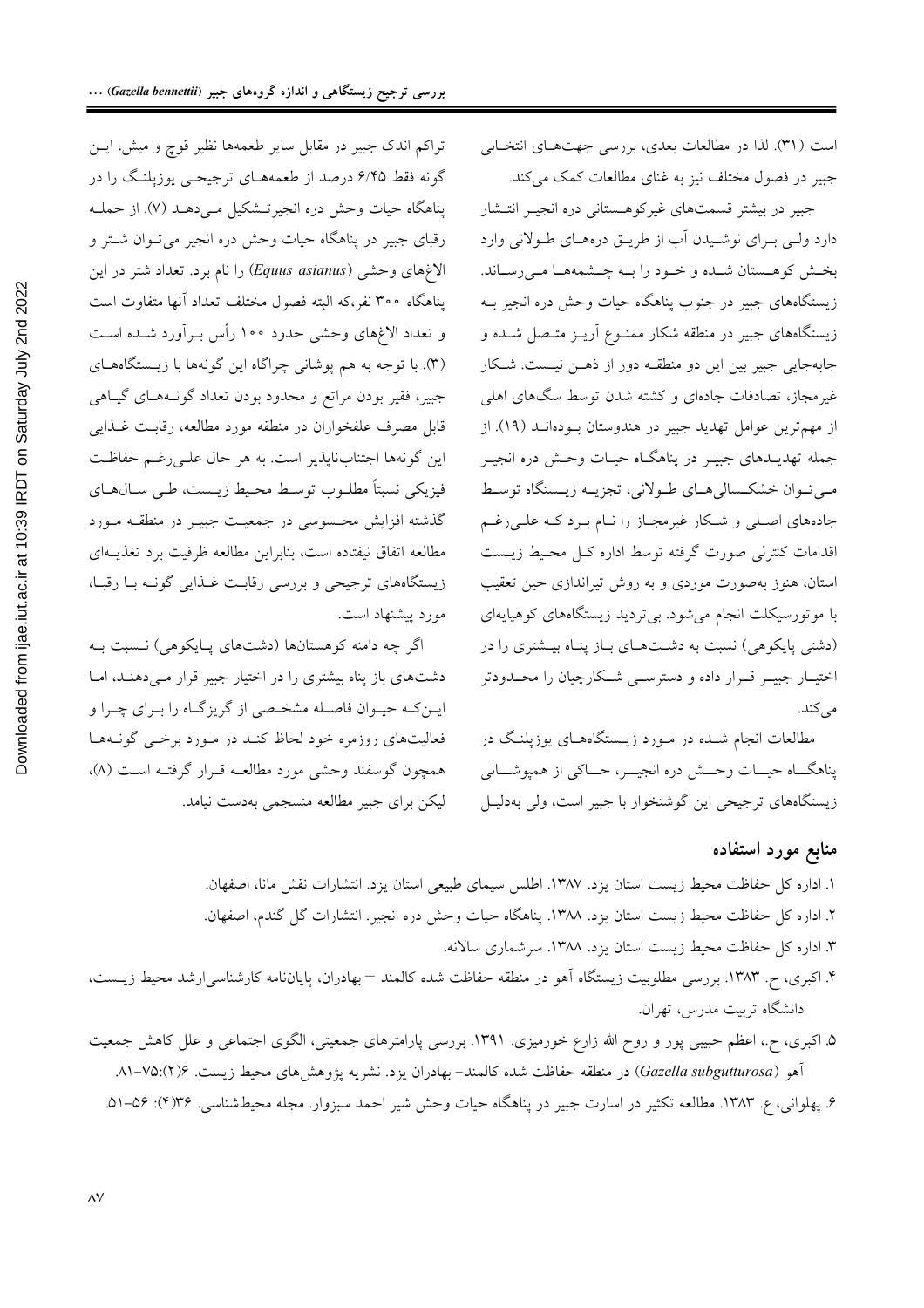است (۳۱). لذا در مطالعات بعدی، بررسی جهت‌های انتخابی جبیر در فصول مختلف نیز به غنای مطالعات کمک می‌کند.

جبیر در بیشتر قسمت‌های غیرکوهستانی دره انجیر انتشار دارد ولی برای نوشیدن آب از طریق دره‌های طولانی وارد بخش کوهستان شده و خود را به چشمه‌ها می‌رساند. زیستگاه‌های جبیر در جنوب پناهگاه حیات وحش دره انجیر به زیستگاه‌های جبیر در منطقه شکار ممنوع آریز متصل شده و جابه‌جایی جبیر بین این دو منطقه دور از ذهن نیست. شکار غیرمجاز، تصادفات جاده‌ای و کشته شدن توسط سگ‌های اهلی از مهم‌ترین عوامل تهدید جبیر در هندوستان بوده‌اند (۱۹). از جمله تهدیدهای جبیر در پناهگاه حیات وحش دره انجیر می‌توان خشکسالی‌های طولانی، تجزیه زیستگاه توسط جاده‌های اصلی و شکار غیرمجاز را نام برد که علی‌رغم اقدامات کنترلی صورت گرفته توسط اداره کل محیط زیست استان، هنوز به‌صورت موردی و به روش تیراندازی حین تعقیب با موتورسیکلت انجام می‌شود. بی‌تردید زیستگاه‌های کوهپایه‌ای (دشتی پایکوهی) نسبت به دشت‌های باز پناه بیشتری را در اختیار جبیر قرار داده و دسترسی شکارچیان را محدودتر می‌کند.

مطالعات انجام شده در مورد زیستگاه‌های یوزپلنگ در پناهگاه حیات وحش دره انجیر، حاکی از همپوشانی زیستگاه‌های ترجیحی این گوشتخوار با جبیر است، ولی به‌دلیل تراکم اندک جبیر در مقابل سایر طعمه‌ها نظیر قوچ و میش، این گونه فقط ۶/۴۵ درصد از طعمه‌های ترجیحی یوزپلنگ را در پناهگاه حیات وحش دره انجیرتشکیل می‌دهد (۷). از جمله رقبای جبیر در پناهگاه حیات وحش دره انجیر می‌توان شتر و الاغ‌های وحشی (*Equus asianus*) را نام برد. تعداد شتر در این پناهگاه ۳۰۰ نفر،که البته فصول مختلف تعداد آنها متفاوت است و تعداد الاغ‌های وحشی حدود ۱۰۰ رأس برآورد شده است (۳). با توجه به هم پوشانی چراگاه این گونه‌ها با زیستگاه‌های جبیر، فقیر بودن مراتع و محدود بودن تعداد گونه‌های گیاهی قابل مصرف علفخواران در منطقه مورد مطالعه، رقابت غذایی این گونه‌ها اجتناب‌ناپذیر است. به هر حال علی‌رغم حفاظت فیزیکی نسبتاً مطلوب توسط محیط زیست، طی سال‌های گذشته افزایش محسوسی در جمعیت جبیر در منطقه مورد مطالعه اتفاق نیفتاده است، بنابراین مطالعه ظرفیت برد تغذیه‌ای زیستگاه‌های ترجیحی و بررسی رقابت غذایی گونه با رقبا، مورد پیشنهاد است.

اگر چه دامنه کوهستان‌ها (دشت‌های پایکوهی) نسبت به دشت‌های باز پناه بیشتری را در اختیار جبیر قرار می‌دهند، اما این‌که حیوان فاصله مشخصی از گریزگاه را برای چرا و فعالیت‌های روزمره خود لحاظ کند در مورد برخی گونه‌ها همچون گوسفند وحشی مورد مطالعه قرار گرفته است (۸)، لیکن برای جبیر مطالعه منسجمی به‌دست نیامد.

## منابع مورد استفاده

۱. اداره کل حفاظت محیط زیست استان یزد. ۱۳۸۷. اطلس سیمای طبیعی استان یزد. انتشارات نقش مانا، اصفهان.

۲. اداره کل حفاظت محیط زیست استان یزد. ۱۳۸۸. پناهگاه حیات وحش دره انجیر. انتشارات گل گندم، اصفهان.

۳. اداره کل حفاظت محیط زیست استان یزد. ۱۳۸۸. سرشماری سالانه.

۴. اکبری، ح. ۱۳۸۳. بررسی مطلوبیت زیستگاه آهو در منطقه حفاظت شده کالمند – بهادران، پایان‌نامه کارشناسی‌ارشد محیط زیست، دانشگاه تربیت مدرس، تهران.

۵. اکبری، ح.، اعظم حبیبی پور و روح الله زارع خورمیزی. ۱۳۹۱. بررسی پارامترهای جمعیتی، الگوی اجتماعی و علل کاهش جمعیت آهو (*Gazella subgutturosa*) در منطقه حفاظت شده کالمند- بهادران یزد. نشریه پژوهش‌های محیط زیست. ۶(۲):۷۵-۸۱.

۶. پهلوانی، ع. ۱۳۸۳. مطالعه تکثیر در اسارت جبیر در پناهگاه حیات وحش شیر احمد سبزوار. مجله محیط‌شناسی. ۳۶(۴): ۵۶-۵۱.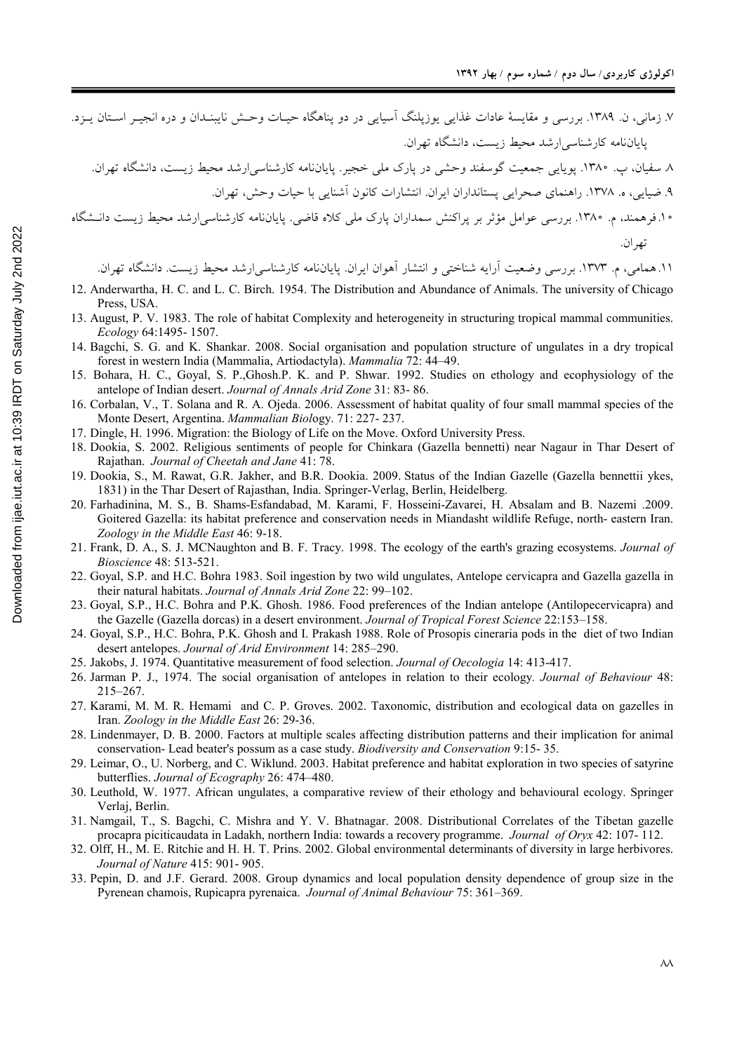۷. زمانی، ن. ۱۳۸۹. بررسی و مقایسهٔ عادات غذایی یوزپلنگ آسیایی در دو پناهگاه حیات وحش نایبندان و دره انجیر استان یزد. پایان‌نامه کارشناسی‌ارشد محیط زیست، دانشگاه تهران.

۸. سفیان، پ. ۱۳۸۰. پویایی جمعیت گوسفند وحشی در پارک ملی خجیر. پایان‌نامه کارشناسی‌ارشد محیط زیست، دانشگاه تهران.

۹. ضیایی، ه. ۱۳۷۸. راهنمای صحرایی پستانداران ایران. انتشارات کانون آشنایی با حیات وحش، تهران.

۱۰. فرهمند، م. ۱۳۸۰. بررسی عوامل مؤثر بر پراکنش سمداران پارک ملی کلاه قاضی. پایان‌نامه کارشناسی‌ارشد محیط زیست دانشگاه تهران.

۱۱. همامی، م. ۱۳۷۳. بررسی وضعیت آرایه شناختی و انتشار آهوان ایران. پایان‌نامه کارشناسی‌ارشد محیط زیست. دانشگاه تهران.

12. Anderwartha, H. C. and L. C. Birch. 1954. The Distribution and Abundance of Animals. The university of Chicago Press, USA.
13. August, P. V. 1983. The role of habitat Complexity and heterogeneity in structuring tropical mammal communities. *Ecology* 64:1495- 1507.
14. Bagchi, S. G. and K. Shankar. 2008. Social organisation and population structure of ungulates in a dry tropical forest in western India (Mammalia, Artiodactyla). *Mammalia* 72: 44–49.
15. Bohara, H. C., Goyal, S. P.,Ghosh.P. K. and P. Shwar. 1992. Studies on ethology and ecophysiology of the antelope of Indian desert. *Journal of Annals Arid Zone* 31: 83- 86.
16. Corbalan, V., T. Solana and R. A. Ojeda. 2006. Assessment of habitat quality of four small mammal species of the Monte Desert, Argentina. *Mammalian Biol*ogy. 71: 227- 237.
17. Dingle, H. 1996. Migration: the Biology of Life on the Move. Oxford University Press.
18. Dookia, S. 2002. Religious sentiments of people for Chinkara (Gazella bennetti) near Nagaur in Thar Desert of Rajathan. *Journal of Cheetah and Jane* 41: 78.
19. Dookia, S., M. Rawat, G.R. Jakher, and B.R. Dookia. 2009. Status of the Indian Gazelle (Gazella bennettii ykes, 1831) in the Thar Desert of Rajasthan, India. Springer-Verlag, Berlin, Heidelberg.
20. Farhadinina, M. S., B. Shams-Esfandabad, M. Karami, F. Hosseini-Zavarei, H. Absalam and B. Nazemi .2009. Goitered Gazella: its habitat preference and conservation needs in Miandasht wildlife Refuge, north- eastern Iran. *Zoology in the Middle East* 46: 9-18.
21. Frank, D. A., S. J. MCNaughton and B. F. Tracy. 1998. The ecology of the earth's grazing ecosystems. *Journal of Bioscience* 48: 513-521.
22. Goyal, S.P. and H.C. Bohra 1983. Soil ingestion by two wild ungulates, Antelope cervicapra and Gazella gazella in their natural habitats. *Journal of Annals Arid Zone* 22: 99–102.
23. Goyal, S.P., H.C. Bohra and P.K. Ghosh. 1986. Food preferences of the Indian antelope (Antilopecervicapra) and the Gazelle (Gazella dorcas) in a desert environment. *Journal of Tropical Forest Science* 22:153–158.
24. Goyal, S.P., H.C. Bohra, P.K. Ghosh and I. Prakash 1988. Role of Prosopis cineraria pods in the diet of two Indian desert antelopes. *Journal of Arid Environment* 14: 285–290.
25. Jakobs, J. 1974. Quantitative measurement of food selection. *Journal of Oecologia* 14: 413-417.
26. Jarman P. J., 1974. The social organisation of antelopes in relation to their ecology. *Journal of Behaviour* 48: 215–267.
27. Karami, M. M. R. Hemami and C. P. Groves. 2002. Taxonomic, distribution and ecological data on gazelles in Iran. *Zoology in the Middle East* 26: 29-36.
28. Lindenmayer, D. B. 2000. Factors at multiple scales affecting distribution patterns and their implication for animal conservation- Lead beater's possum as a case study. *Biodiversity and Conservation* 9:15- 35.
29. Leimar, O., U. Norberg, and C. Wiklund. 2003. Habitat preference and habitat exploration in two species of satyrine butterflies. *Journal of Ecography* 26: 474–480.
30. Leuthold, W. 1977. African ungulates, a comparative review of their ethology and behavioural ecology. Springer Verlaj, Berlin.
31. Namgail, T., S. Bagchi, C. Mishra and Y. V. Bhatnagar. 2008. Distributional Correlates of the Tibetan gazelle procapra piciticaudata in Ladakh, northern India: towards a recovery programme. *Journal of Oryx* 42: 107- 112.
32. Olff, H., M. E. Ritchie and H. H. T. Prins. 2002. Global environmental determinants of diversity in large herbivores. *Journal of Nature* 415: 901- 905.
33. Pepin, D. and J.F. Gerard. 2008. Group dynamics and local population density dependence of group size in the Pyrenean chamois, Rupicapra pyrenaica. *Journal of Animal Behaviour* 75: 361–369.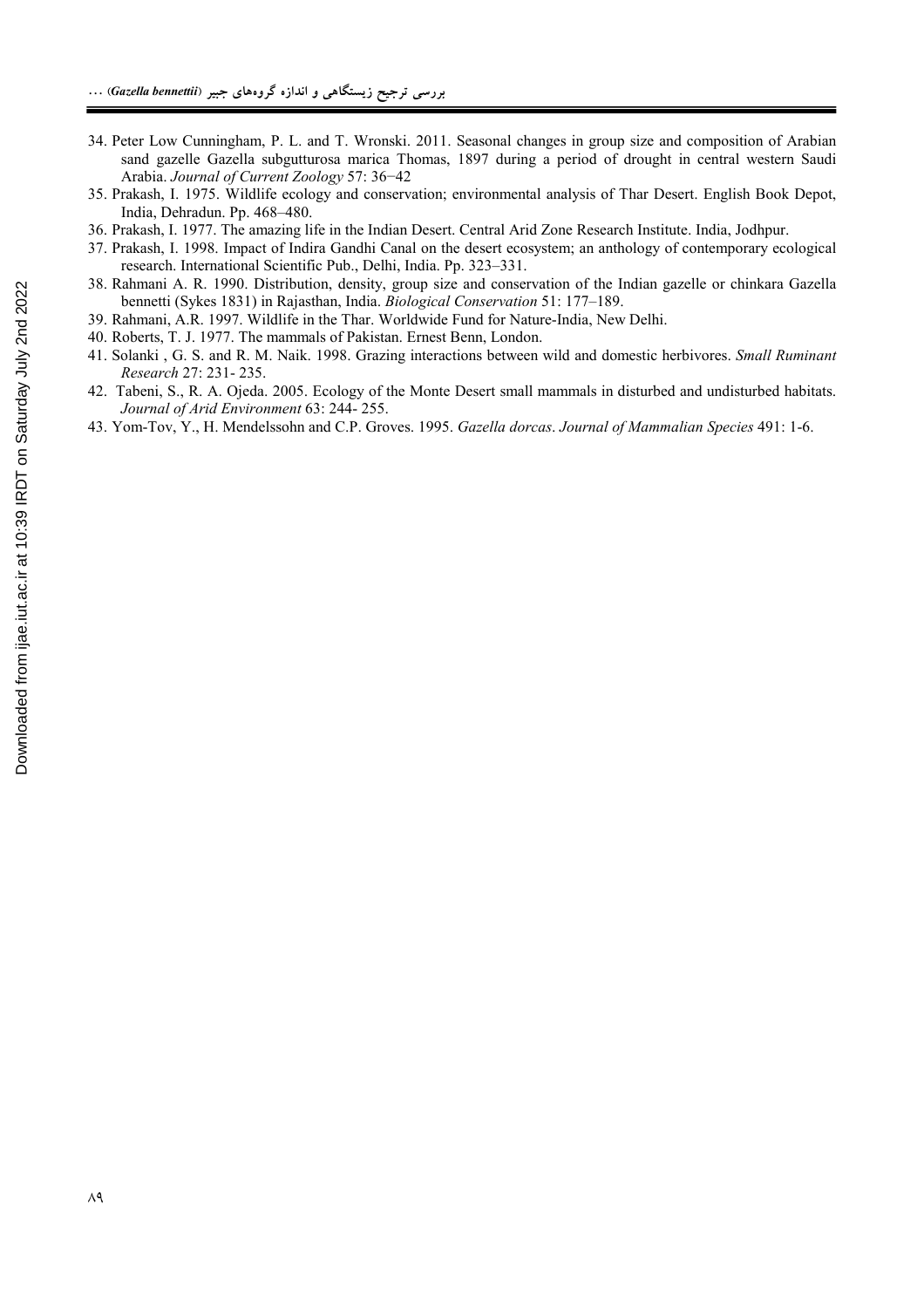34. Peter Low Cunningham, P. L. and T. Wronski. 2011. Seasonal changes in group size and composition of Arabian sand gazelle Gazella subgutturosa marica Thomas, 1897 during a period of drought in central western Saudi Arabia. *Journal of Current Zoology* 57: 36−42
35. Prakash, I. 1975. Wildlife ecology and conservation; environmental analysis of Thar Desert. English Book Depot, India, Dehradun. Pp. 468–480.
36. Prakash, I. 1977. The amazing life in the Indian Desert. Central Arid Zone Research Institute. India, Jodhpur.
37. Prakash, I. 1998. Impact of Indira Gandhi Canal on the desert ecosystem; an anthology of contemporary ecological research. International Scientific Pub., Delhi, India. Pp. 323–331.
38. Rahmani A. R. 1990. Distribution, density, group size and conservation of the Indian gazelle or chinkara Gazella bennetti (Sykes 1831) in Rajasthan, India. *Biological Conservation* 51: 177–189.
39. Rahmani, A.R. 1997. Wildlife in the Thar. Worldwide Fund for Nature-India, New Delhi.
40. Roberts, T. J. 1977. The mammals of Pakistan. Ernest Benn, London.
41. Solanki , G. S. and R. M. Naik. 1998. Grazing interactions between wild and domestic herbivores. *Small Ruminant Research* 27: 231- 235.
42. Tabeni, S., R. A. Ojeda. 2005. Ecology of the Monte Desert small mammals in disturbed and undisturbed habitats. *Journal of Arid Environment* 63: 244- 255.
43. Yom-Tov, Y., H. Mendelssohn and C.P. Groves. 1995. *Gazella dorcas*. *Journal of Mammalian Species* 491: 1-6.